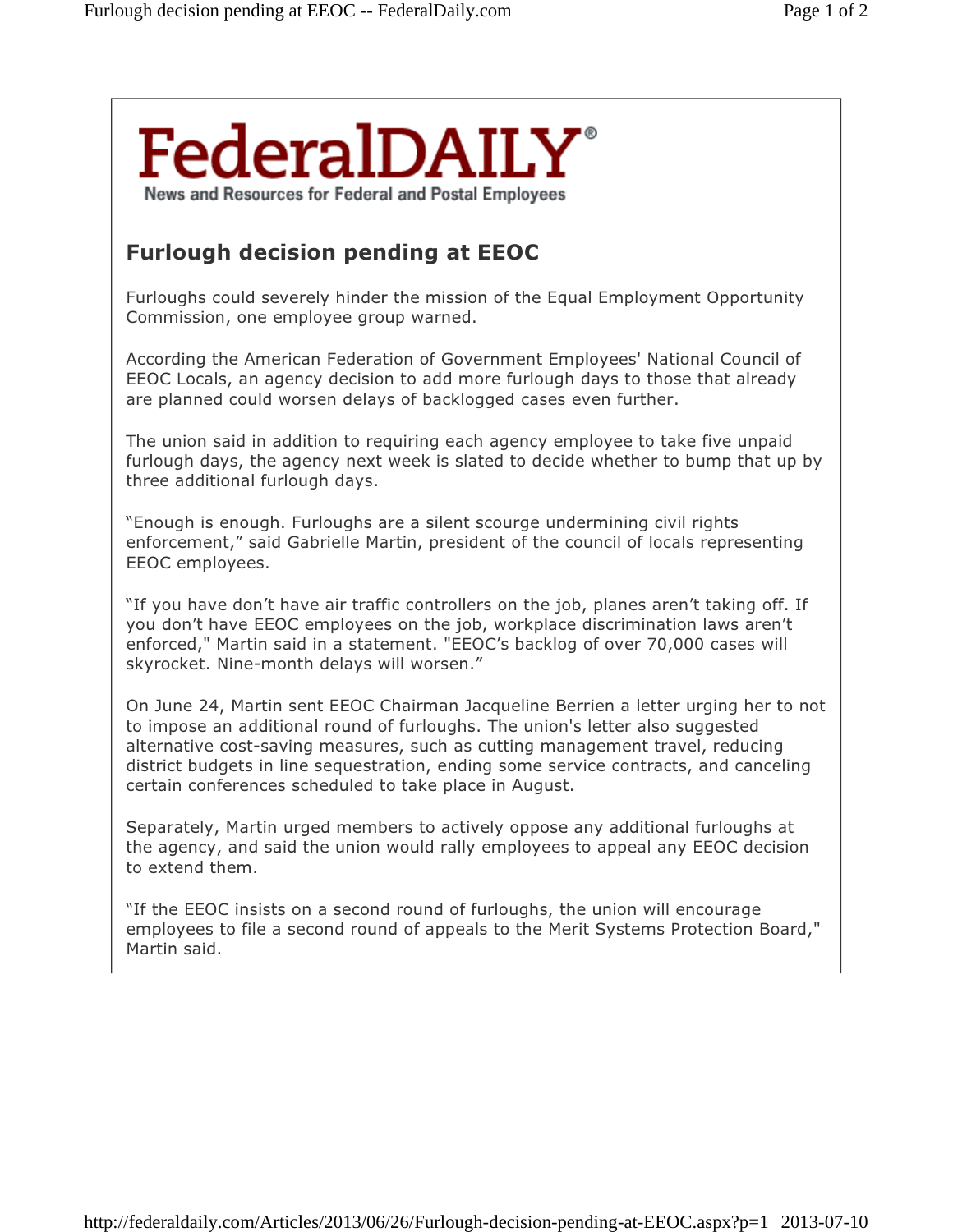FederalDAILY®

News and Resources for Federal and Postal Employees

## Furlough decision pending at EEOC

Furloughs could severely hinder the mission of the Equal Employment Opportunity Commission, one employee group warned.

According the American Federation of Government Employees' National Council of EEOC Locals, an agency decision to add more furlough days to those that already are planned could worsen delays of backlogged cases even further.

The union said in addition to requiring each agency employee to take five unpaid furlough days, the agency next week is slated to decide whether to bump that up by three additional furlough days.

"Enough is enough. Furloughs are a silent scourge undermining civil rights enforcement," said Gabrielle Martin, president of the council of locals representing EEOC employees.

"If you have don't have air traffic controllers on the job, planes aren't taking off. If you don't have EEOC employees on the job, workplace discrimination laws aren't enforced," Martin said in a statement. "EEOC's backlog of over 70,000 cases will skyrocket. Nine-month delays will worsen."

On June 24, Martin sent EEOC Chairman Jacqueline Berrien a letter urging her to not to impose an additional round of furloughs. The union's letter also suggested alternative cost-saving measures, such as cutting management travel, reducing district budgets in line sequestration, ending some service contracts, and canceling certain conferences scheduled to take place in August.

Separately, Martin urged members to actively oppose any additional furloughs at the agency, and said the union would rally employees to appeal any EEOC decision to extend them.

"If the EEOC insists on a second round of furloughs, the union will encourage employees to file a second round of appeals to the Merit Systems Protection Board," Martin said.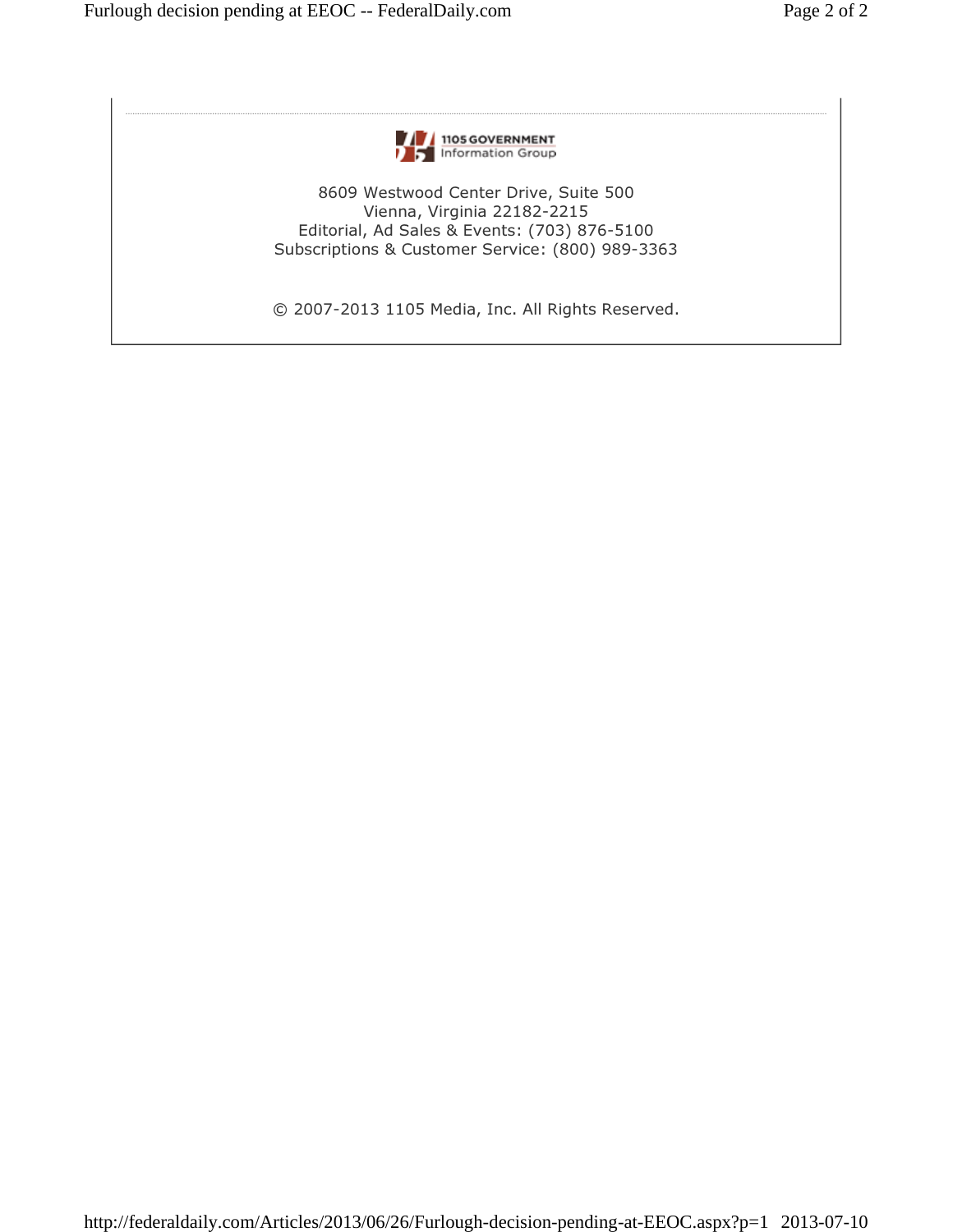1105 GOVERNMENT
Information Group

8609 Westwood Center Drive, Suite 500
Vienna, Virginia 22182-2215
Editorial, Ad Sales & Events: (703) 876-5100
Subscriptions & Customer Service: (800) 989-3363

© 2007-2013 1105 Media, Inc. All Rights Reserved.